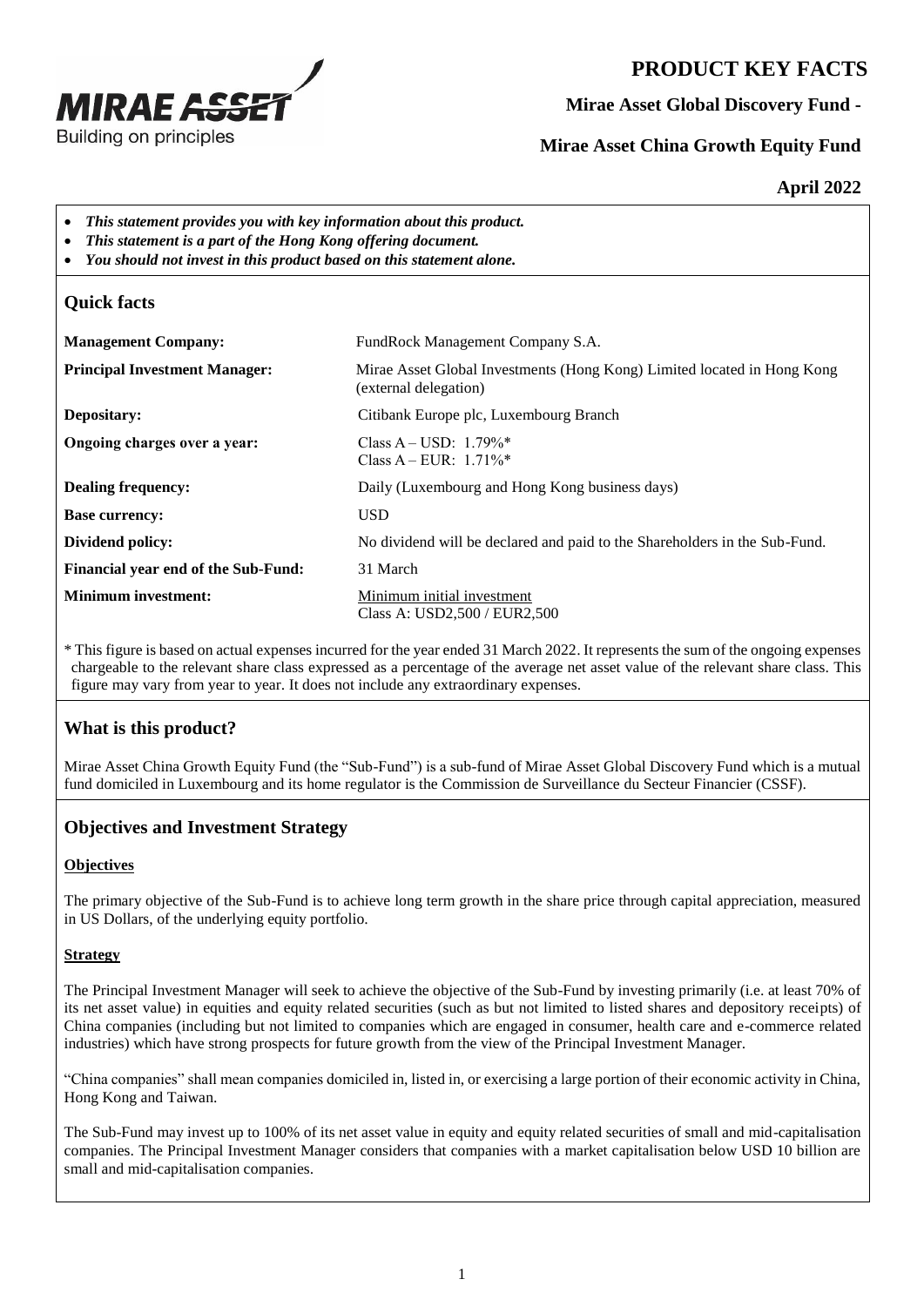# PRODUCT KEY FACTS

**Mirae Asset Global Discovery Fund -**

**Mirae Asset China Growth Equity Fund**

**April 2022**

- ***This statement provides you with key information about this product.***
- ***This statement is a part of the Hong Kong offering document.***
- ***You should not invest in this product based on this statement alone.***

## Quick facts

| | |
|---|---|
| **Management Company:** | FundRock Management Company S.A. |
| **Principal Investment Manager:** | Mirae Asset Global Investments (Hong Kong) Limited located in Hong Kong (external delegation) |
| **Depositary:** | Citibank Europe plc, Luxembourg Branch |
| **Ongoing charges over a year:** | Class A – USD: 1.79%*<br>Class A – EUR: 1.71%* |
| **Dealing frequency:** | Daily (Luxembourg and Hong Kong business days) |
| **Base currency:** | USD |
| **Dividend policy:** | No dividend will be declared and paid to the Shareholders in the Sub-Fund. |
| **Financial year end of the Sub-Fund:** | 31 March |
| **Minimum investment:** | Minimum initial investment<br>Class A: USD2,500 / EUR2,500 |

\* This figure is based on actual expenses incurred for the year ended 31 March 2022. It represents the sum of the ongoing expenses chargeable to the relevant share class expressed as a percentage of the average net asset value of the relevant share class. This figure may vary from year to year. It does not include any extraordinary expenses.

## What is this product?

Mirae Asset China Growth Equity Fund (the "Sub-Fund") is a sub-fund of Mirae Asset Global Discovery Fund which is a mutual fund domiciled in Luxembourg and its home regulator is the Commission de Surveillance du Secteur Financier (CSSF).

## Objectives and Investment Strategy

### Objectives

The primary objective of the Sub-Fund is to achieve long term growth in the share price through capital appreciation, measured in US Dollars, of the underlying equity portfolio.

### Strategy

The Principal Investment Manager will seek to achieve the objective of the Sub-Fund by investing primarily (i.e. at least 70% of its net asset value) in equities and equity related securities (such as but not limited to listed shares and depository receipts) of China companies (including but not limited to companies which are engaged in consumer, health care and e-commerce related industries) which have strong prospects for future growth from the view of the Principal Investment Manager.

"China companies" shall mean companies domiciled in, listed in, or exercising a large portion of their economic activity in China, Hong Kong and Taiwan.

The Sub-Fund may invest up to 100% of its net asset value in equity and equity related securities of small and mid-capitalisation companies. The Principal Investment Manager considers that companies with a market capitalisation below USD 10 billion are small and mid-capitalisation companies.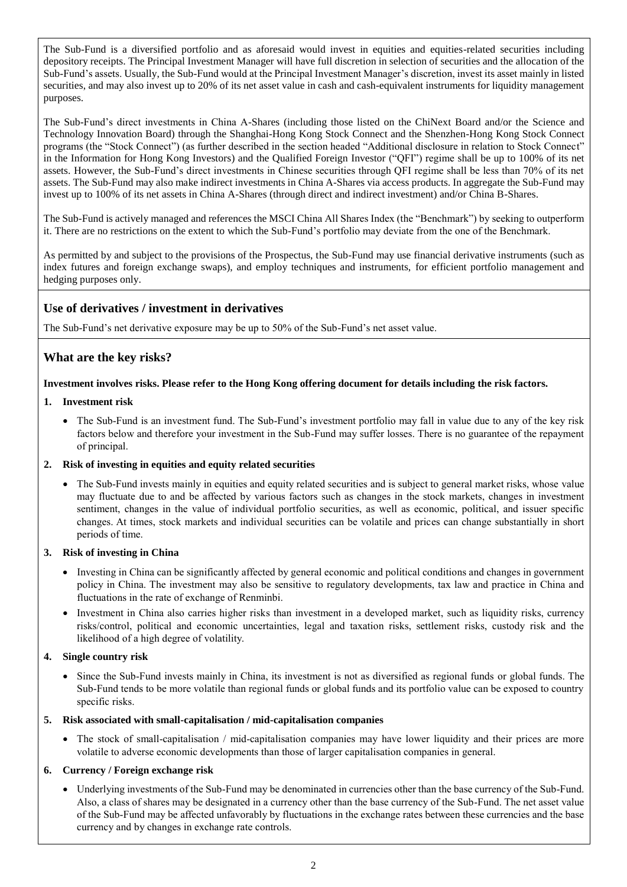The Sub-Fund is a diversified portfolio and as aforesaid would invest in equities and equities-related securities including depository receipts. The Principal Investment Manager will have full discretion in selection of securities and the allocation of the Sub-Fund's assets. Usually, the Sub-Fund would at the Principal Investment Manager's discretion, invest its asset mainly in listed securities, and may also invest up to 20% of its net asset value in cash and cash-equivalent instruments for liquidity management purposes.

The Sub-Fund's direct investments in China A-Shares (including those listed on the ChiNext Board and/or the Science and Technology Innovation Board) through the Shanghai-Hong Kong Stock Connect and the Shenzhen-Hong Kong Stock Connect programs (the "Stock Connect") (as further described in the section headed "Additional disclosure in relation to Stock Connect" in the Information for Hong Kong Investors) and the Qualified Foreign Investor ("QFI") regime shall be up to 100% of its net assets. However, the Sub-Fund's direct investments in Chinese securities through QFI regime shall be less than 70% of its net assets. The Sub-Fund may also make indirect investments in China A-Shares via access products. In aggregate the Sub-Fund may invest up to 100% of its net assets in China A-Shares (through direct and indirect investment) and/or China B-Shares.

The Sub-Fund is actively managed and references the MSCI China All Shares Index (the "Benchmark") by seeking to outperform it. There are no restrictions on the extent to which the Sub-Fund's portfolio may deviate from the one of the Benchmark.

As permitted by and subject to the provisions of the Prospectus, the Sub-Fund may use financial derivative instruments (such as index futures and foreign exchange swaps), and employ techniques and instruments, for efficient portfolio management and hedging purposes only.

## Use of derivatives / investment in derivatives

The Sub-Fund's net derivative exposure may be up to 50% of the Sub-Fund's net asset value.

## What are the key risks?

**Investment involves risks. Please refer to the Hong Kong offering document for details including the risk factors.**

**1. Investment risk**

- The Sub-Fund is an investment fund. The Sub-Fund's investment portfolio may fall in value due to any of the key risk factors below and therefore your investment in the Sub-Fund may suffer losses. There is no guarantee of the repayment of principal.

**2. Risk of investing in equities and equity related securities**

- The Sub-Fund invests mainly in equities and equity related securities and is subject to general market risks, whose value may fluctuate due to and be affected by various factors such as changes in the stock markets, changes in investment sentiment, changes in the value of individual portfolio securities, as well as economic, political, and issuer specific changes. At times, stock markets and individual securities can be volatile and prices can change substantially in short periods of time.

**3. Risk of investing in China**

- Investing in China can be significantly affected by general economic and political conditions and changes in government policy in China. The investment may also be sensitive to regulatory developments, tax law and practice in China and fluctuations in the rate of exchange of Renminbi.
- Investment in China also carries higher risks than investment in a developed market, such as liquidity risks, currency risks/control, political and economic uncertainties, legal and taxation risks, settlement risks, custody risk and the likelihood of a high degree of volatility.

**4. Single country risk**

- Since the Sub-Fund invests mainly in China, its investment is not as diversified as regional funds or global funds. The Sub-Fund tends to be more volatile than regional funds or global funds and its portfolio value can be exposed to country specific risks.

**5. Risk associated with small-capitalisation / mid-capitalisation companies**

- The stock of small-capitalisation / mid-capitalisation companies may have lower liquidity and their prices are more volatile to adverse economic developments than those of larger capitalisation companies in general.

**6. Currency / Foreign exchange risk**

- Underlying investments of the Sub-Fund may be denominated in currencies other than the base currency of the Sub-Fund. Also, a class of shares may be designated in a currency other than the base currency of the Sub-Fund. The net asset value of the Sub-Fund may be affected unfavorably by fluctuations in the exchange rates between these currencies and the base currency and by changes in exchange rate controls.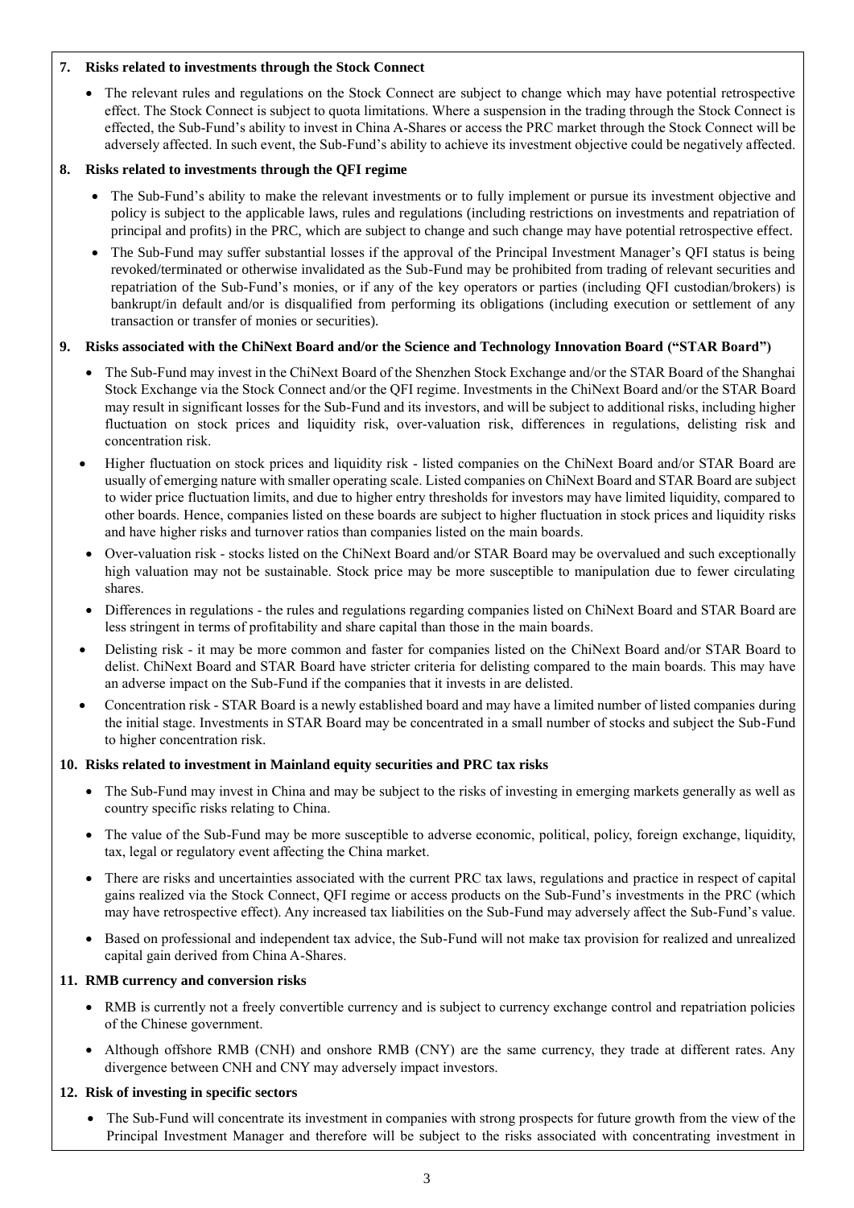**7. Risks related to investments through the Stock Connect**

- The relevant rules and regulations on the Stock Connect are subject to change which may have potential retrospective effect. The Stock Connect is subject to quota limitations. Where a suspension in the trading through the Stock Connect is effected, the Sub-Fund's ability to invest in China A-Shares or access the PRC market through the Stock Connect will be adversely affected. In such event, the Sub-Fund's ability to achieve its investment objective could be negatively affected.

**8. Risks related to investments through the QFI regime**

- The Sub-Fund's ability to make the relevant investments or to fully implement or pursue its investment objective and policy is subject to the applicable laws, rules and regulations (including restrictions on investments and repatriation of principal and profits) in the PRC, which are subject to change and such change may have potential retrospective effect.
- The Sub-Fund may suffer substantial losses if the approval of the Principal Investment Manager's QFI status is being revoked/terminated or otherwise invalidated as the Sub-Fund may be prohibited from trading of relevant securities and repatriation of the Sub-Fund's monies, or if any of the key operators or parties (including QFI custodian/brokers) is bankrupt/in default and/or is disqualified from performing its obligations (including execution or settlement of any transaction or transfer of monies or securities).

**9. Risks associated with the ChiNext Board and/or the Science and Technology Innovation Board ("STAR Board")**

- The Sub-Fund may invest in the ChiNext Board of the Shenzhen Stock Exchange and/or the STAR Board of the Shanghai Stock Exchange via the Stock Connect and/or the QFI regime. Investments in the ChiNext Board and/or the STAR Board may result in significant losses for the Sub-Fund and its investors, and will be subject to additional risks, including higher fluctuation on stock prices and liquidity risk, over-valuation risk, differences in regulations, delisting risk and concentration risk.
- Higher fluctuation on stock prices and liquidity risk - listed companies on the ChiNext Board and/or STAR Board are usually of emerging nature with smaller operating scale. Listed companies on ChiNext Board and STAR Board are subject to wider price fluctuation limits, and due to higher entry thresholds for investors may have limited liquidity, compared to other boards. Hence, companies listed on these boards are subject to higher fluctuation in stock prices and liquidity risks and have higher risks and turnover ratios than companies listed on the main boards.
- Over-valuation risk - stocks listed on the ChiNext Board and/or STAR Board may be overvalued and such exceptionally high valuation may not be sustainable. Stock price may be more susceptible to manipulation due to fewer circulating shares.
- Differences in regulations - the rules and regulations regarding companies listed on ChiNext Board and STAR Board are less stringent in terms of profitability and share capital than those in the main boards.
- Delisting risk - it may be more common and faster for companies listed on the ChiNext Board and/or STAR Board to delist. ChiNext Board and STAR Board have stricter criteria for delisting compared to the main boards. This may have an adverse impact on the Sub-Fund if the companies that it invests in are delisted.
- Concentration risk - STAR Board is a newly established board and may have a limited number of listed companies during the initial stage. Investments in STAR Board may be concentrated in a small number of stocks and subject the Sub-Fund to higher concentration risk.

**10. Risks related to investment in Mainland equity securities and PRC tax risks**

- The Sub-Fund may invest in China and may be subject to the risks of investing in emerging markets generally as well as country specific risks relating to China.
- The value of the Sub-Fund may be more susceptible to adverse economic, political, policy, foreign exchange, liquidity, tax, legal or regulatory event affecting the China market.
- There are risks and uncertainties associated with the current PRC tax laws, regulations and practice in respect of capital gains realized via the Stock Connect, QFI regime or access products on the Sub-Fund's investments in the PRC (which may have retrospective effect). Any increased tax liabilities on the Sub-Fund may adversely affect the Sub-Fund's value.
- Based on professional and independent tax advice, the Sub-Fund will not make tax provision for realized and unrealized capital gain derived from China A-Shares.

**11. RMB currency and conversion risks**

- RMB is currently not a freely convertible currency and is subject to currency exchange control and repatriation policies of the Chinese government.
- Although offshore RMB (CNH) and onshore RMB (CNY) are the same currency, they trade at different rates. Any divergence between CNH and CNY may adversely impact investors.

**12. Risk of investing in specific sectors**

- The Sub-Fund will concentrate its investment in companies with strong prospects for future growth from the view of the Principal Investment Manager and therefore will be subject to the risks associated with concentrating investment in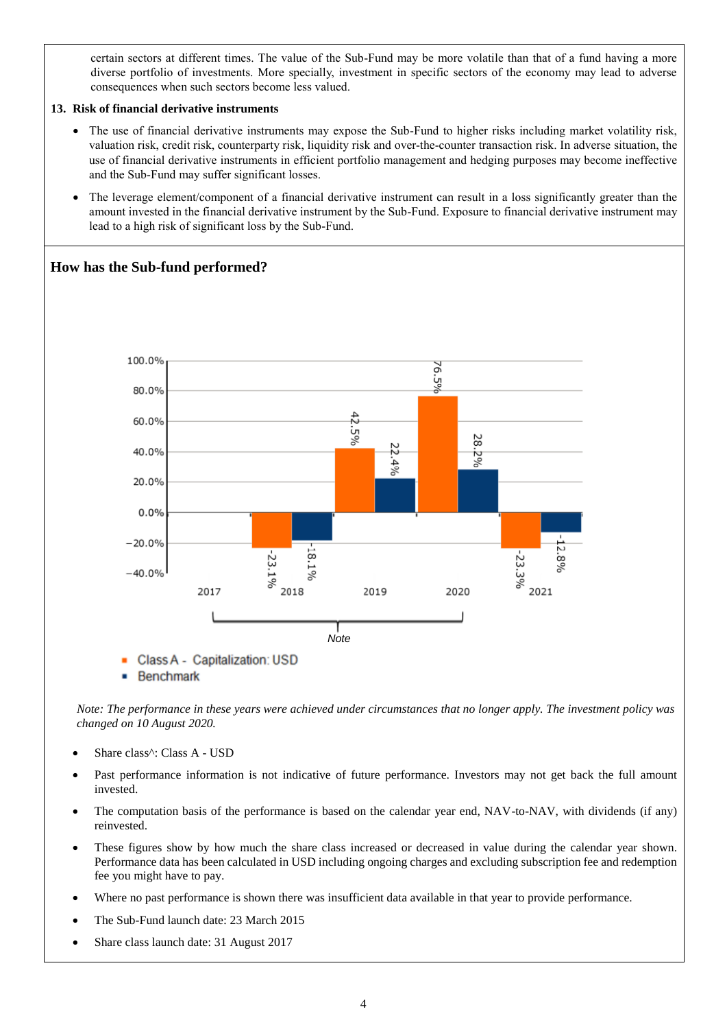certain sectors at different times. The value of the Sub-Fund may be more volatile than that of a fund having a more diverse portfolio of investments. More specially, investment in specific sectors of the economy may lead to adverse consequences when such sectors become less valued.

**13. Risk of financial derivative instruments**

- The use of financial derivative instruments may expose the Sub-Fund to higher risks including market volatility risk, valuation risk, credit risk, counterparty risk, liquidity risk and over-the-counter transaction risk. In adverse situation, the use of financial derivative instruments in efficient portfolio management and hedging purposes may become ineffective and the Sub-Fund may suffer significant losses.
- The leverage element/component of a financial derivative instrument can result in a loss significantly greater than the amount invested in the financial derivative instrument by the Sub-Fund. Exposure to financial derivative instrument may lead to a high risk of significant loss by the Sub-Fund.

## How has the Sub-fund performed?

100.0%
80.0%
60.0%
40.0%
20.0%
0.0%
−20.0%
−40.0%

2017
2018
2019
2020
2021

-23.1%
-18.1%
42.5%
22.4%
76.5%
28.2%
-23.3%
-12.8%

Note

Class A - Capitalization: USD
Benchmark

*Note: The performance in these years were achieved under circumstances that no longer apply. The investment policy was changed on 10 August 2020.*

- Share class^: Class A - USD
- Past performance information is not indicative of future performance. Investors may not get back the full amount invested.
- The computation basis of the performance is based on the calendar year end, NAV-to-NAV, with dividends (if any) reinvested.
- These figures show by how much the share class increased or decreased in value during the calendar year shown. Performance data has been calculated in USD including ongoing charges and excluding subscription fee and redemption fee you might have to pay.
- Where no past performance is shown there was insufficient data available in that year to provide performance.
- The Sub-Fund launch date: 23 March 2015
- Share class launch date: 31 August 2017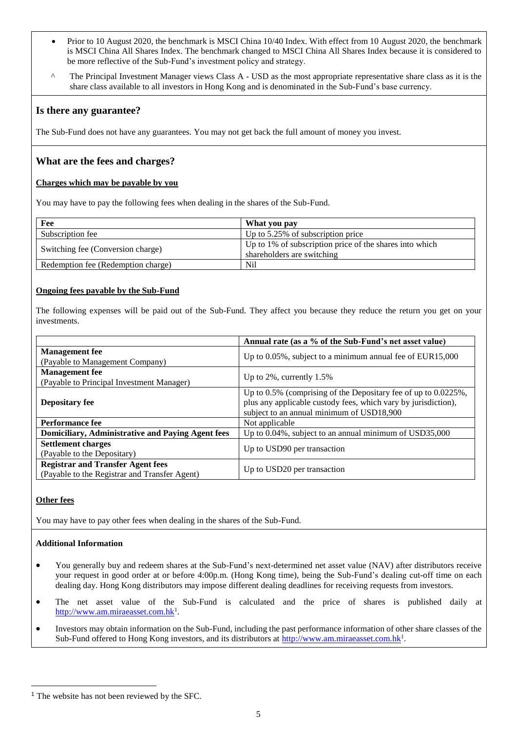- Prior to 10 August 2020, the benchmark is MSCI China 10/40 Index. With effect from 10 August 2020, the benchmark is MSCI China All Shares Index. The benchmark changed to MSCI China All Shares Index because it is considered to be more reflective of the Sub-Fund's investment policy and strategy.

^ The Principal Investment Manager views Class A - USD as the most appropriate representative share class as it is the share class available to all investors in Hong Kong and is denominated in the Sub-Fund's base currency.

## Is there any guarantee?

The Sub-Fund does not have any guarantees. You may not get back the full amount of money you invest.

## What are the fees and charges?

### Charges which may be payable by you

You may have to pay the following fees when dealing in the shares of the Sub-Fund.

| Fee | What you pay |
|---|---|
| Subscription fee | Up to 5.25% of subscription price |
| Switching fee (Conversion charge) | Up to 1% of subscription price of the shares into which shareholders are switching |
| Redemption fee (Redemption charge) | Nil |

### Ongoing fees payable by the Sub-Fund

The following expenses will be paid out of the Sub-Fund. They affect you because they reduce the return you get on your investments.

| | Annual rate (as a % of the Sub-Fund's net asset value) |
|---|---|
| **Management fee** (Payable to Management Company) | Up to 0.05%, subject to a minimum annual fee of EUR15,000 |
| **Management fee** (Payable to Principal Investment Manager) | Up to 2%, currently 1.5% |
| **Depositary fee** | Up to 0.5% (comprising of the Depositary fee of up to 0.0225%, plus any applicable custody fees, which vary by jurisdiction), subject to an annual minimum of USD18,900 |
| **Performance fee** | Not applicable |
| **Domiciliary, Administrative and Paying Agent fees** | Up to 0.04%, subject to an annual minimum of USD35,000 |
| **Settlement charges** (Payable to the Depositary) | Up to USD90 per transaction |
| **Registrar and Transfer Agent fees** (Payable to the Registrar and Transfer Agent) | Up to USD20 per transaction |

### Other fees

You may have to pay other fees when dealing in the shares of the Sub-Fund.

### Additional Information

- You generally buy and redeem shares at the Sub-Fund's next-determined net asset value (NAV) after distributors receive your request in good order at or before 4:00p.m. (Hong Kong time), being the Sub-Fund's dealing cut-off time on each dealing day. Hong Kong distributors may impose different dealing deadlines for receiving requests from investors.
- The net asset value of the Sub-Fund is calculated and the price of shares is published daily at http://www.am.miraeasset.com.hk[1].
- Investors may obtain information on the Sub-Fund, including the past performance information of other share classes of the Sub-Fund offered to Hong Kong investors, and its distributors at http://www.am.miraeasset.com.hk[1].

[1] The website has not been reviewed by the SFC.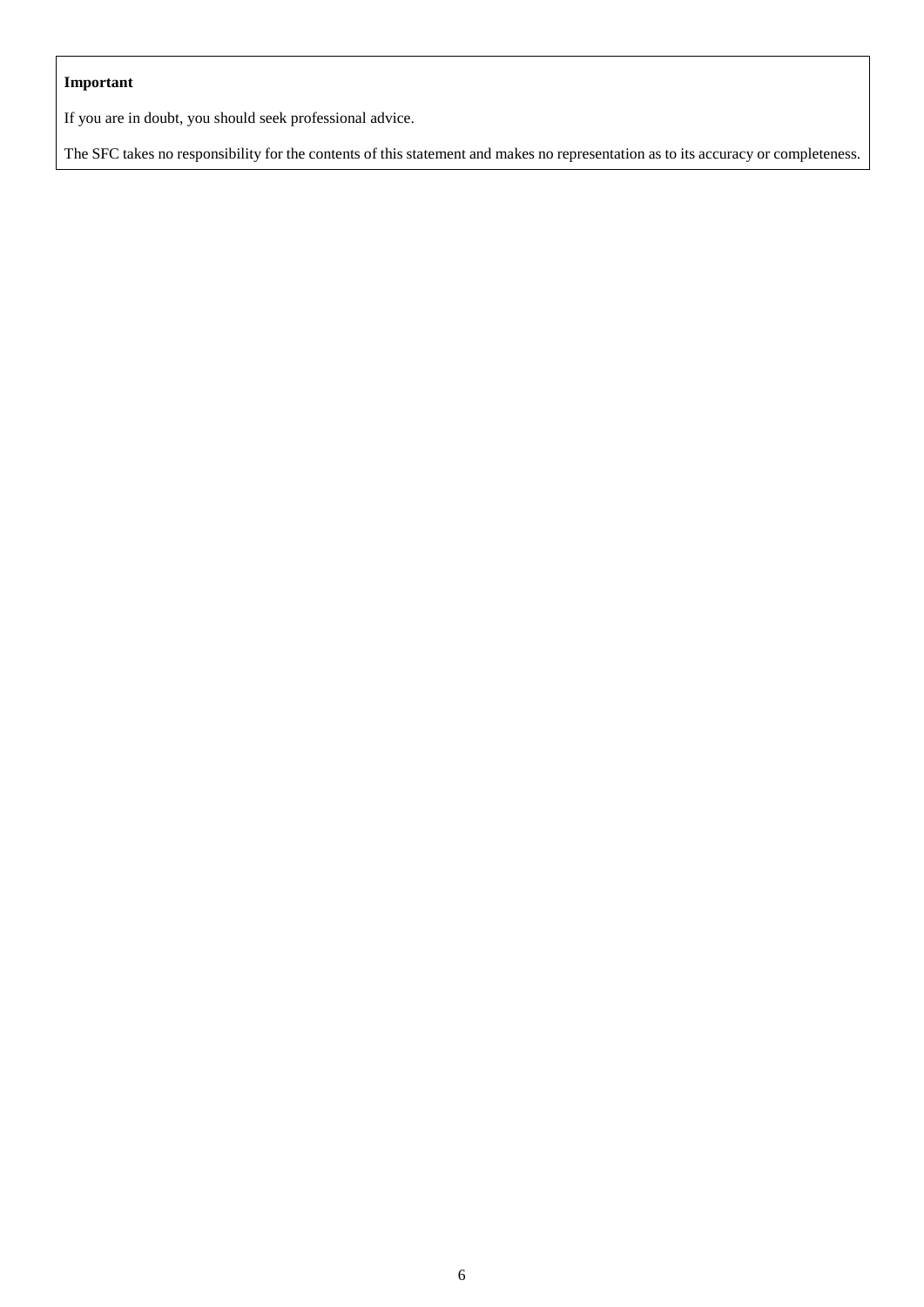**Important**

If you are in doubt, you should seek professional advice.

The SFC takes no responsibility for the contents of this statement and makes no representation as to its accuracy or completeness.